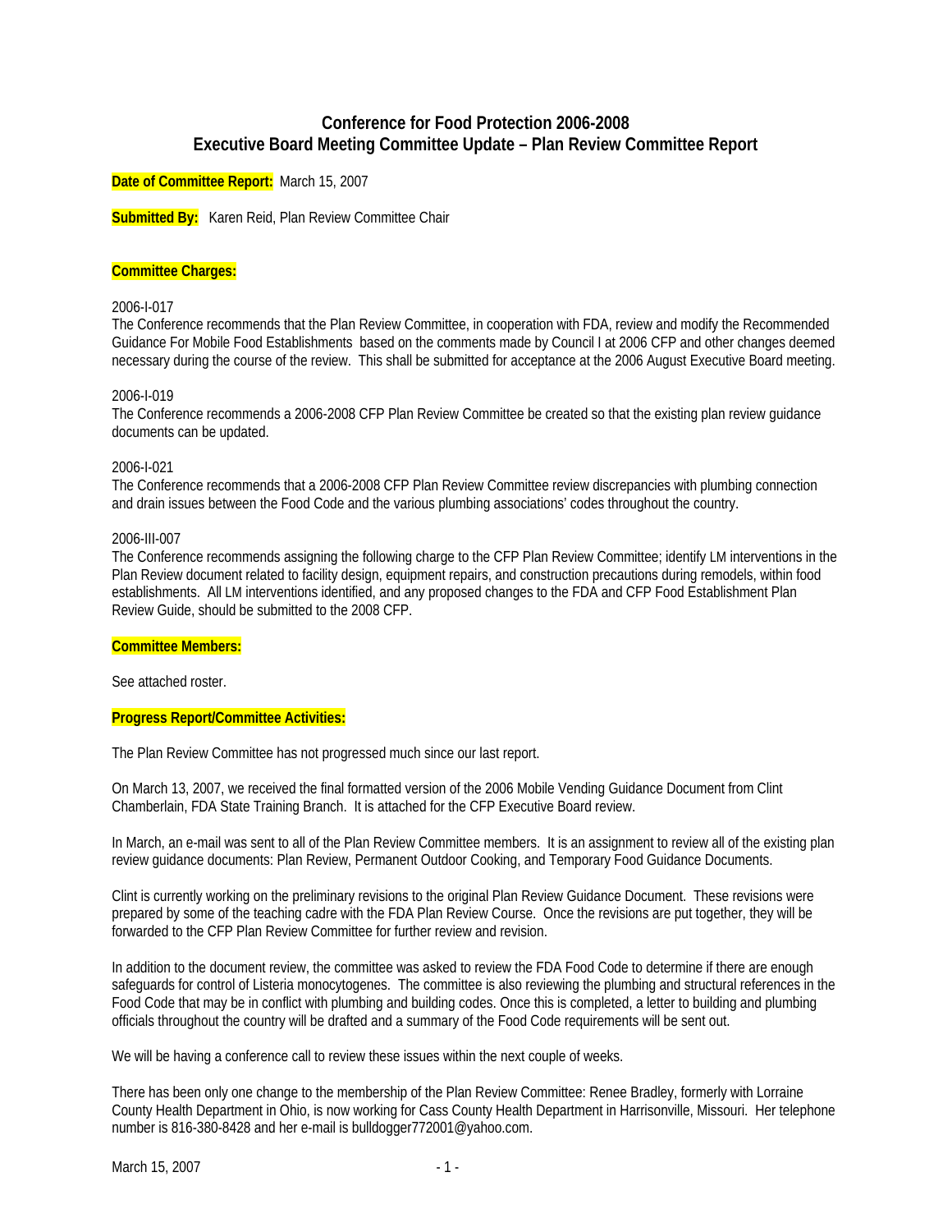# Conference for Food Protection 2006-2008
# Executive Board Meeting Committee Update – Plan Review Committee Report

**Date of Committee Report:** March 15, 2007

**Submitted By:** Karen Reid, Plan Review Committee Chair

**Committee Charges:**

2006-I-017
The Conference recommends that the Plan Review Committee, in cooperation with FDA, review and modify the Recommended Guidance For Mobile Food Establishments based on the comments made by Council I at 2006 CFP and other changes deemed necessary during the course of the review. This shall be submitted for acceptance at the 2006 August Executive Board meeting.

2006-I-019
The Conference recommends a 2006-2008 CFP Plan Review Committee be created so that the existing plan review guidance documents can be updated.

2006-I-021
The Conference recommends that a 2006-2008 CFP Plan Review Committee review discrepancies with plumbing connection and drain issues between the Food Code and the various plumbing associations' codes throughout the country.

2006-III-007
The Conference recommends assigning the following charge to the CFP Plan Review Committee; identify LM interventions in the Plan Review document related to facility design, equipment repairs, and construction precautions during remodels, within food establishments. All LM interventions identified, and any proposed changes to the FDA and CFP Food Establishment Plan Review Guide, should be submitted to the 2008 CFP.

**Committee Members:**

See attached roster.

**Progress Report/Committee Activities:**

The Plan Review Committee has not progressed much since our last report.

On March 13, 2007, we received the final formatted version of the 2006 Mobile Vending Guidance Document from Clint Chamberlain, FDA State Training Branch. It is attached for the CFP Executive Board review.

In March, an e-mail was sent to all of the Plan Review Committee members. It is an assignment to review all of the existing plan review guidance documents: Plan Review, Permanent Outdoor Cooking, and Temporary Food Guidance Documents.

Clint is currently working on the preliminary revisions to the original Plan Review Guidance Document. These revisions were prepared by some of the teaching cadre with the FDA Plan Review Course. Once the revisions are put together, they will be forwarded to the CFP Plan Review Committee for further review and revision.

In addition to the document review, the committee was asked to review the FDA Food Code to determine if there are enough safeguards for control of Listeria monocytogenes. The committee is also reviewing the plumbing and structural references in the Food Code that may be in conflict with plumbing and building codes. Once this is completed, a letter to building and plumbing officials throughout the country will be drafted and a summary of the Food Code requirements will be sent out.

We will be having a conference call to review these issues within the next couple of weeks.

There has been only one change to the membership of the Plan Review Committee: Renee Bradley, formerly with Lorraine County Health Department in Ohio, is now working for Cass County Health Department in Harrisonville, Missouri. Her telephone number is 816-380-8428 and her e-mail is bulldogger772001@yahoo.com.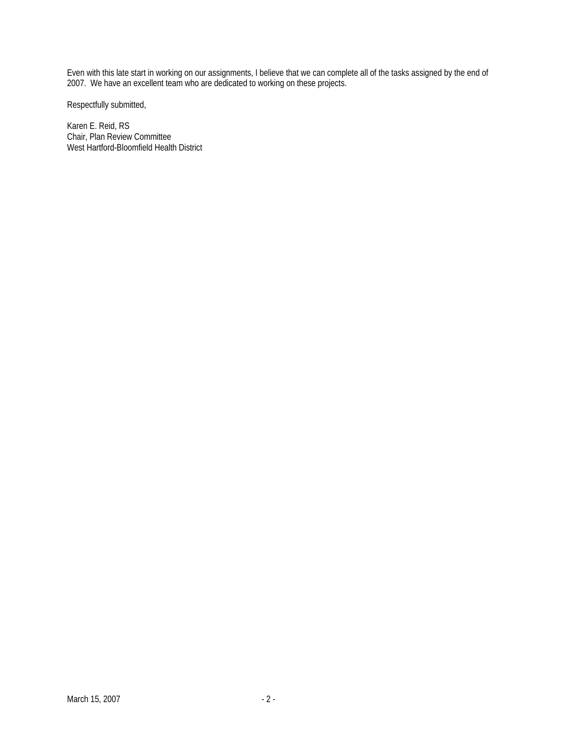Even with this late start in working on our assignments, I believe that we can complete all of the tasks assigned by the end of 2007. We have an excellent team who are dedicated to working on these projects.

Respectfully submitted,

Karen E. Reid, RS
Chair, Plan Review Committee
West Hartford-Bloomfield Health District